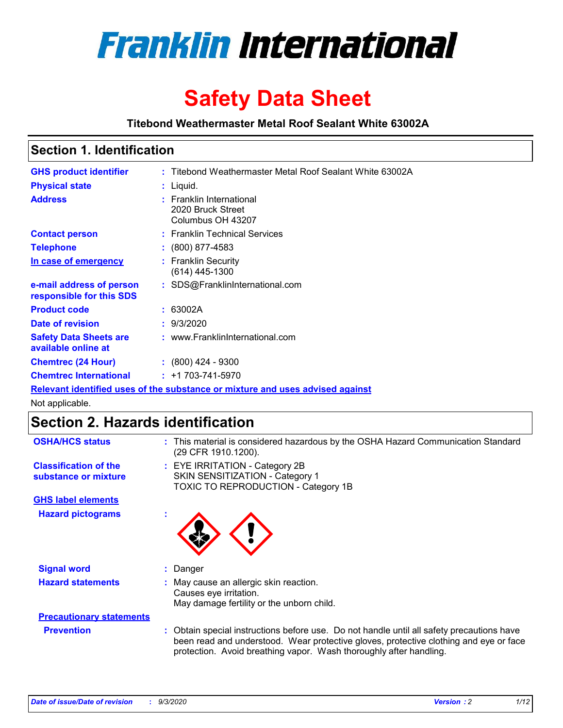# Franklin International

# Safety Data Sheet

**Titebond Weathermaster Metal Roof Sealant White 63002A**

## Section 1. Identification

| | | |
|---|---|---|
| **GHS product identifier** | : | Titebond Weathermaster Metal Roof Sealant White 63002A |
| **Physical state** | : | Liquid. |
| **Address** | : | Franklin International<br>2020 Bruck Street<br>Columbus OH 43207 |
| **Contact person** | : | Franklin Technical Services |
| **Telephone** | : | (800) 877-4583 |
| **In case of emergency** | : | Franklin Security<br>(614) 445-1300 |
| **e-mail address of person responsible for this SDS** | : | SDS@FranklinInternational.com |
| **Product code** | : | 63002A |
| **Date of revision** | : | 9/3/2020 |
| **Safety Data Sheets are available online at** | : | www.FranklinInternational.com |
| **Chemtrec (24 Hour)** | : | (800) 424 - 9300 |
| **Chemtrec International** | : | +1 703-741-5970 |

**Relevant identified uses of the substance or mixture and uses advised against**

Not applicable.

## Section 2. Hazards identification

| | | |
|---|---|---|
| **OSHA/HCS status** | : | This material is considered hazardous by the OSHA Hazard Communication Standard (29 CFR 1910.1200). |
| **Classification of the substance or mixture** | : | EYE IRRITATION - Category 2B<br>SKIN SENSITIZATION - Category 1<br>TOXIC TO REPRODUCTION - Category 1B |

**GHS label elements**

| | | |
|---|---|---|
| **Hazard pictograms** | : | |
| **Signal word** | : | Danger |
| **Hazard statements** | : | May cause an allergic skin reaction.<br>Causes eye irritation.<br>May damage fertility or the unborn child. |

**Precautionary statements**

| | | |
|---|---|---|
| **Prevention** | : | Obtain special instructions before use. Do not handle until all safety precautions have been read and understood. Wear protective gloves, protective clothing and eye or face protection. Avoid breathing vapor. Wash thoroughly after handling. |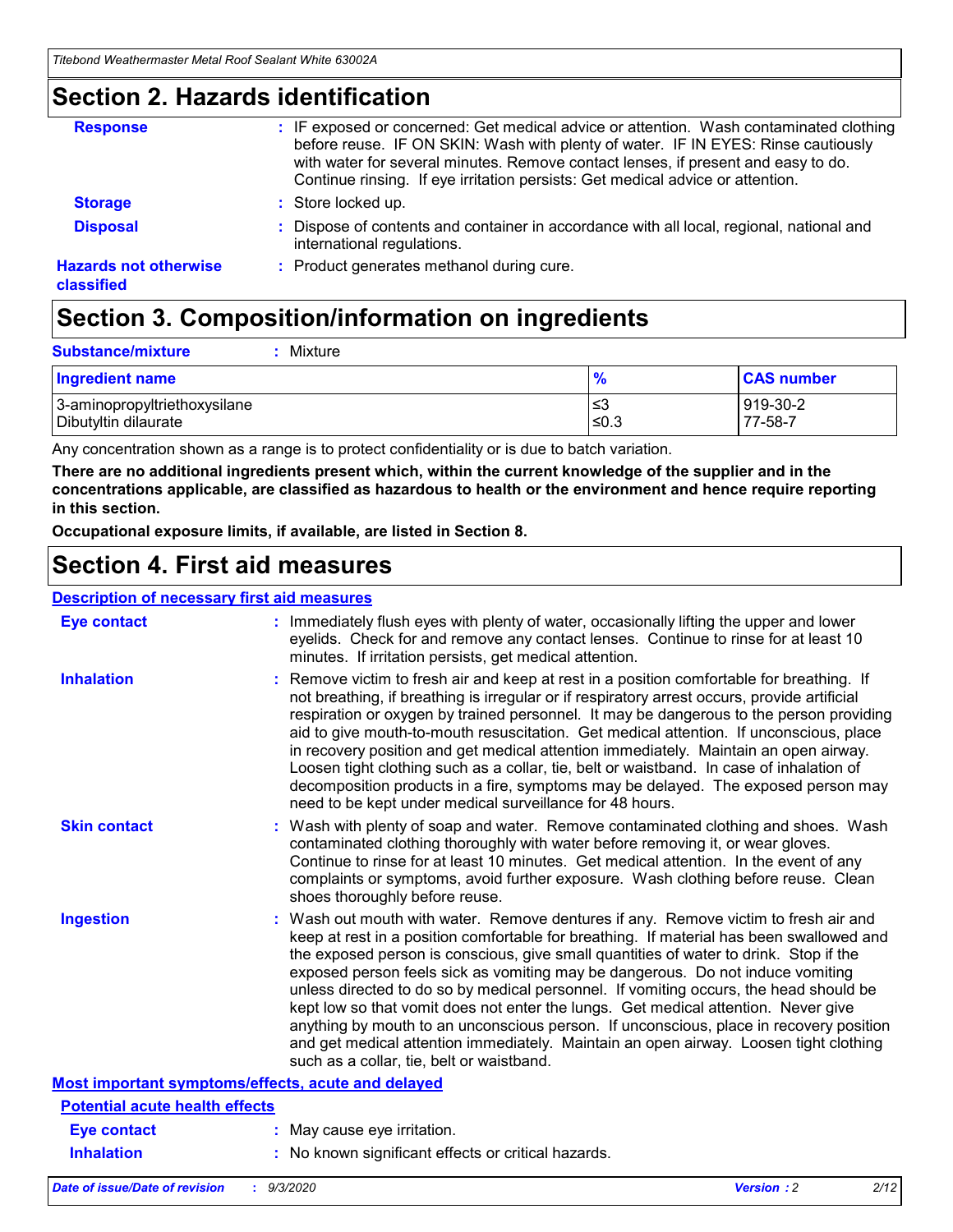## Section 2. Hazards identification

**Response** : IF exposed or concerned: Get medical advice or attention. Wash contaminated clothing before reuse. IF ON SKIN: Wash with plenty of water. IF IN EYES: Rinse cautiously with water for several minutes. Remove contact lenses, if present and easy to do. Continue rinsing. If eye irritation persists: Get medical advice or attention.

**Storage** : Store locked up.

**Disposal** : Dispose of contents and container in accordance with all local, regional, national and international regulations.

**Hazards not otherwise classified** : Product generates methanol during cure.

## Section 3. Composition/information on ingredients

**Substance/mixture** : Mixture

| Ingredient name | % | CAS number |
| --- | --- | --- |
| 3-aminopropyltriethoxysilane | ≤3 | 919-30-2 |
| Dibutyltin dilaurate | ≤0.3 | 77-58-7 |

Any concentration shown as a range is to protect confidentiality or is due to batch variation.

**There are no additional ingredients present which, within the current knowledge of the supplier and in the concentrations applicable, are classified as hazardous to health or the environment and hence require reporting in this section.**

**Occupational exposure limits, if available, are listed in Section 8.**

## Section 4. First aid measures

### Description of necessary first aid measures

**Eye contact** : Immediately flush eyes with plenty of water, occasionally lifting the upper and lower eyelids. Check for and remove any contact lenses. Continue to rinse for at least 10 minutes. If irritation persists, get medical attention.

**Inhalation** : Remove victim to fresh air and keep at rest in a position comfortable for breathing. If not breathing, if breathing is irregular or if respiratory arrest occurs, provide artificial respiration or oxygen by trained personnel. It may be dangerous to the person providing aid to give mouth-to-mouth resuscitation. Get medical attention. If unconscious, place in recovery position and get medical attention immediately. Maintain an open airway. Loosen tight clothing such as a collar, tie, belt or waistband. In case of inhalation of decomposition products in a fire, symptoms may be delayed. The exposed person may need to be kept under medical surveillance for 48 hours.

**Skin contact** : Wash with plenty of soap and water. Remove contaminated clothing and shoes. Wash contaminated clothing thoroughly with water before removing it, or wear gloves. Continue to rinse for at least 10 minutes. Get medical attention. In the event of any complaints or symptoms, avoid further exposure. Wash clothing before reuse. Clean shoes thoroughly before reuse.

**Ingestion** : Wash out mouth with water. Remove dentures if any. Remove victim to fresh air and keep at rest in a position comfortable for breathing. If material has been swallowed and the exposed person is conscious, give small quantities of water to drink. Stop if the exposed person feels sick as vomiting may be dangerous. Do not induce vomiting unless directed to do so by medical personnel. If vomiting occurs, the head should be kept low so that vomit does not enter the lungs. Get medical attention. Never give anything by mouth to an unconscious person. If unconscious, place in recovery position and get medical attention immediately. Maintain an open airway. Loosen tight clothing such as a collar, tie, belt or waistband.

### Most important symptoms/effects, acute and delayed

#### Potential acute health effects

**Eye contact** : May cause eye irritation.

**Inhalation** : No known significant effects or critical hazards.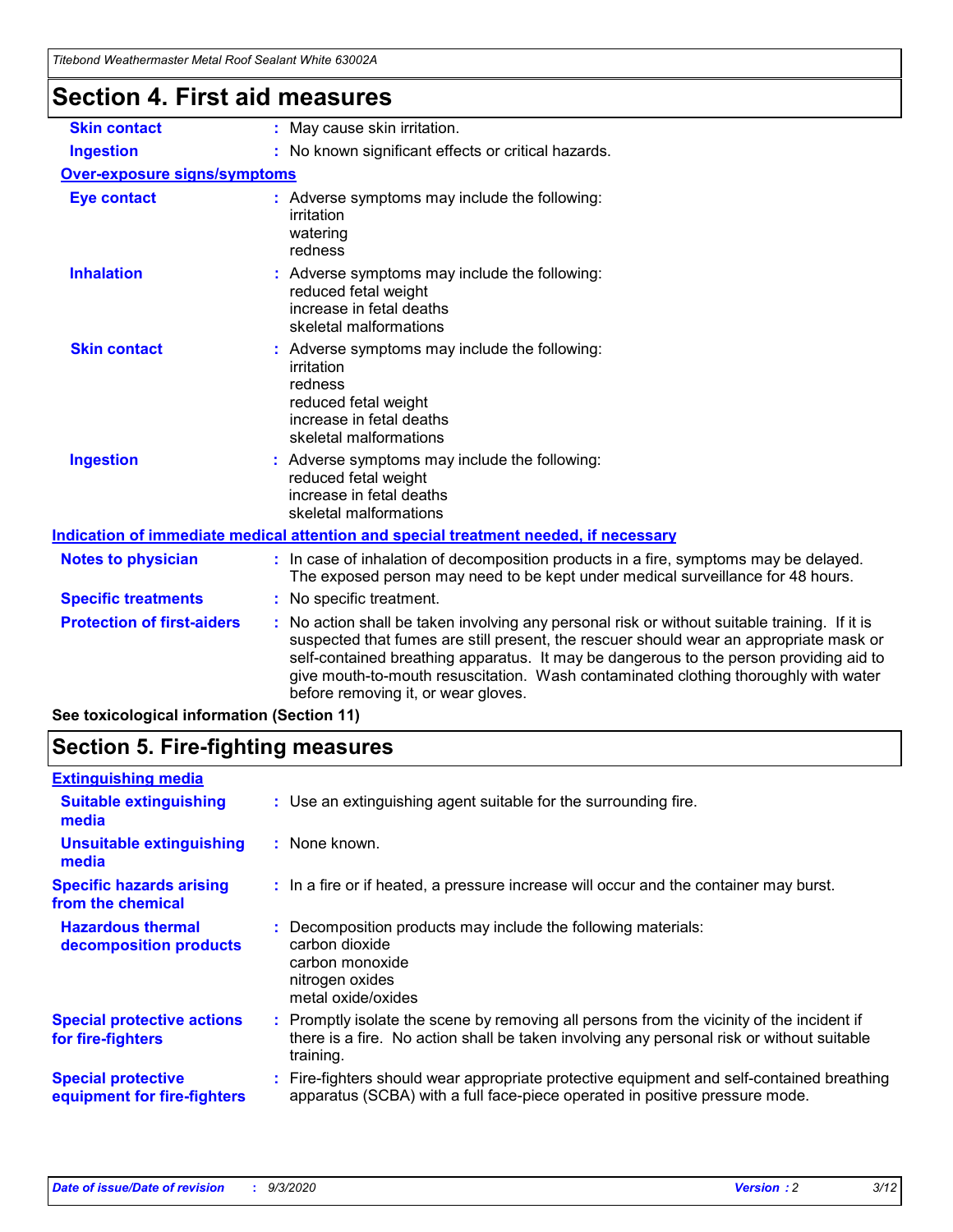## Section 4. First aid measures

| | |
|---|---|
| **Skin contact** | : May cause skin irritation. |
| **Ingestion** | : No known significant effects or critical hazards. |

**Over-exposure signs/symptoms**

| | |
|---|---|
| **Eye contact** | : Adverse symptoms may include the following:<br>irritation<br>watering<br>redness |
| **Inhalation** | : Adverse symptoms may include the following:<br>reduced fetal weight<br>increase in fetal deaths<br>skeletal malformations |
| **Skin contact** | : Adverse symptoms may include the following:<br>irritation<br>redness<br>reduced fetal weight<br>increase in fetal deaths<br>skeletal malformations |
| **Ingestion** | : Adverse symptoms may include the following:<br>reduced fetal weight<br>increase in fetal deaths<br>skeletal malformations |

**Indication of immediate medical attention and special treatment needed, if necessary**

| | |
|---|---|
| **Notes to physician** | : In case of inhalation of decomposition products in a fire, symptoms may be delayed. The exposed person may need to be kept under medical surveillance for 48 hours. |
| **Specific treatments** | : No specific treatment. |
| **Protection of first-aiders** | : No action shall be taken involving any personal risk or without suitable training. If it is suspected that fumes are still present, the rescuer should wear an appropriate mask or self-contained breathing apparatus. It may be dangerous to the person providing aid to give mouth-to-mouth resuscitation. Wash contaminated clothing thoroughly with water before removing it, or wear gloves. |

**See toxicological information (Section 11)**

## Section 5. Fire-fighting measures

**Extinguishing media**

| | |
|---|---|
| **Suitable extinguishing media** | : Use an extinguishing agent suitable for the surrounding fire. |
| **Unsuitable extinguishing media** | : None known. |
| **Specific hazards arising from the chemical** | : In a fire or if heated, a pressure increase will occur and the container may burst. |
| **Hazardous thermal decomposition products** | : Decomposition products may include the following materials:<br>carbon dioxide<br>carbon monoxide<br>nitrogen oxides<br>metal oxide/oxides |
| **Special protective actions for fire-fighters** | : Promptly isolate the scene by removing all persons from the vicinity of the incident if there is a fire. No action shall be taken involving any personal risk or without suitable training. |
| **Special protective equipment for fire-fighters** | : Fire-fighters should wear appropriate protective equipment and self-contained breathing apparatus (SCBA) with a full face-piece operated in positive pressure mode. |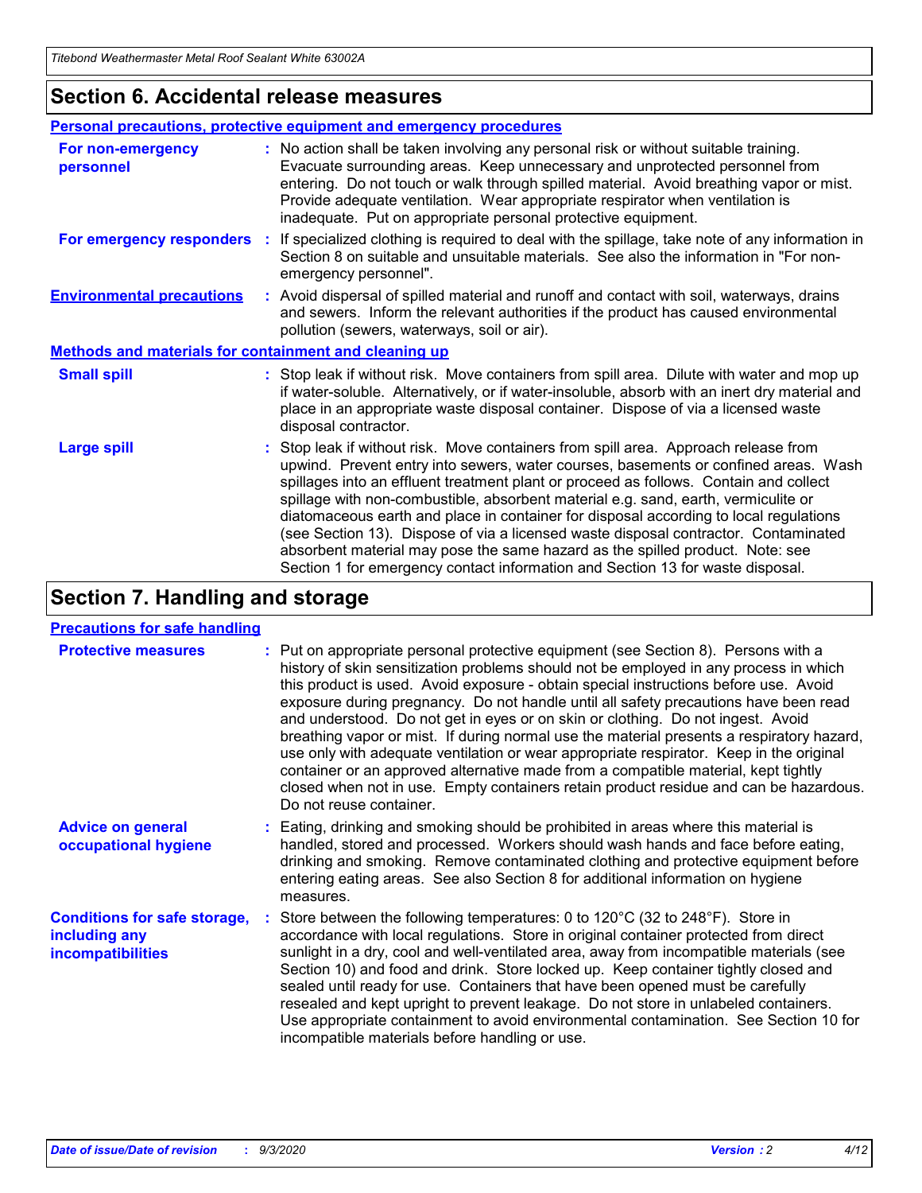## Section 6. Accidental release measures

### Personal precautions, protective equipment and emergency procedures

**For non-emergency personnel** : No action shall be taken involving any personal risk or without suitable training. Evacuate surrounding areas. Keep unnecessary and unprotected personnel from entering. Do not touch or walk through spilled material. Avoid breathing vapor or mist. Provide adequate ventilation. Wear appropriate respirator when ventilation is inadequate. Put on appropriate personal protective equipment.

**For emergency responders** : If specialized clothing is required to deal with the spillage, take note of any information in Section 8 on suitable and unsuitable materials. See also the information in "For non-emergency personnel".

**Environmental precautions** : Avoid dispersal of spilled material and runoff and contact with soil, waterways, drains and sewers. Inform the relevant authorities if the product has caused environmental pollution (sewers, waterways, soil or air).

### Methods and materials for containment and cleaning up

**Small spill** : Stop leak if without risk. Move containers from spill area. Dilute with water and mop up if water-soluble. Alternatively, or if water-insoluble, absorb with an inert dry material and place in an appropriate waste disposal container. Dispose of via a licensed waste disposal contractor.

**Large spill** : Stop leak if without risk. Move containers from spill area. Approach release from upwind. Prevent entry into sewers, water courses, basements or confined areas. Wash spillages into an effluent treatment plant or proceed as follows. Contain and collect spillage with non-combustible, absorbent material e.g. sand, earth, vermiculite or diatomaceous earth and place in container for disposal according to local regulations (see Section 13). Dispose of via a licensed waste disposal contractor. Contaminated absorbent material may pose the same hazard as the spilled product. Note: see Section 1 for emergency contact information and Section 13 for waste disposal.

## Section 7. Handling and storage

### Precautions for safe handling

**Protective measures** : Put on appropriate personal protective equipment (see Section 8). Persons with a history of skin sensitization problems should not be employed in any process in which this product is used. Avoid exposure - obtain special instructions before use. Avoid exposure during pregnancy. Do not handle until all safety precautions have been read and understood. Do not get in eyes or on skin or clothing. Do not ingest. Avoid breathing vapor or mist. If during normal use the material presents a respiratory hazard, use only with adequate ventilation or wear appropriate respirator. Keep in the original container or an approved alternative made from a compatible material, kept tightly closed when not in use. Empty containers retain product residue and can be hazardous. Do not reuse container.

**Advice on general occupational hygiene** : Eating, drinking and smoking should be prohibited in areas where this material is handled, stored and processed. Workers should wash hands and face before eating, drinking and smoking. Remove contaminated clothing and protective equipment before entering eating areas. See also Section 8 for additional information on hygiene measures.

**Conditions for safe storage, including any incompatibilities** : Store between the following temperatures: 0 to 120°C (32 to 248°F). Store in accordance with local regulations. Store in original container protected from direct sunlight in a dry, cool and well-ventilated area, away from incompatible materials (see Section 10) and food and drink. Store locked up. Keep container tightly closed and sealed until ready for use. Containers that have been opened must be carefully resealed and kept upright to prevent leakage. Do not store in unlabeled containers. Use appropriate containment to avoid environmental contamination. See Section 10 for incompatible materials before handling or use.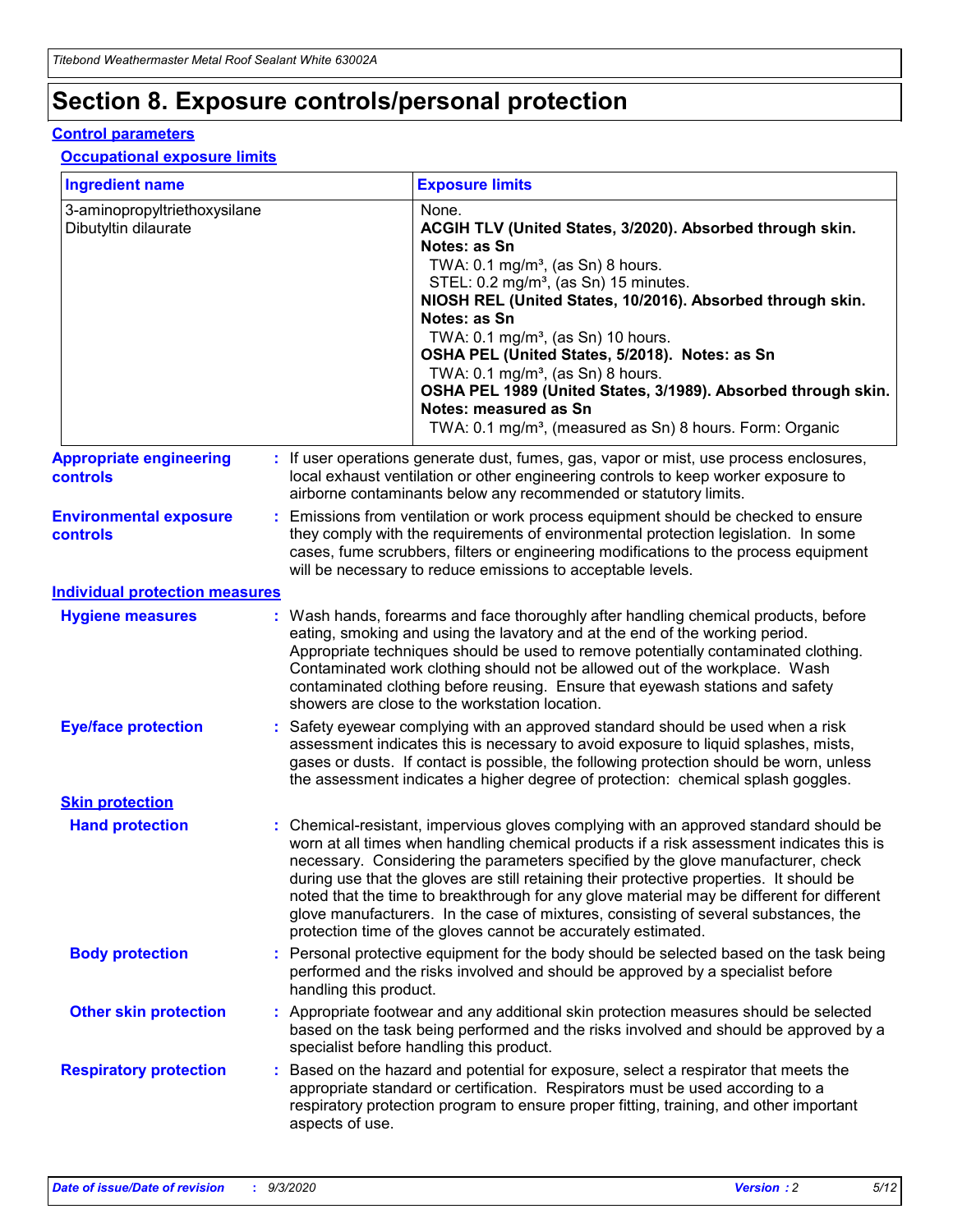# Section 8. Exposure controls/personal protection

## Control parameters

### Occupational exposure limits

| Ingredient name | Exposure limits |
|---|---|
| 3-aminopropyltriethoxysilane | None. |
| Dibutyltin dilaurate | **ACGIH TLV (United States, 3/2020). Absorbed through skin. Notes: as Sn**<br>TWA: 0.1 mg/m³, (as Sn) 8 hours.<br>STEL: 0.2 mg/m³, (as Sn) 15 minutes.<br>**NIOSH REL (United States, 10/2016). Absorbed through skin. Notes: as Sn**<br>TWA: 0.1 mg/m³, (as Sn) 10 hours.<br>**OSHA PEL (United States, 5/2018). Notes: as Sn**<br>TWA: 0.1 mg/m³, (as Sn) 8 hours.<br>**OSHA PEL 1989 (United States, 3/1989). Absorbed through skin. Notes: measured as Sn**<br>TWA: 0.1 mg/m³, (measured as Sn) 8 hours. Form: Organic |

**Appropriate engineering controls** : If user operations generate dust, fumes, gas, vapor or mist, use process enclosures, local exhaust ventilation or other engineering controls to keep worker exposure to airborne contaminants below any recommended or statutory limits.

**Environmental exposure controls** : Emissions from ventilation or work process equipment should be checked to ensure they comply with the requirements of environmental protection legislation. In some cases, fume scrubbers, filters or engineering modifications to the process equipment will be necessary to reduce emissions to acceptable levels.

## Individual protection measures

**Hygiene measures** : Wash hands, forearms and face thoroughly after handling chemical products, before eating, smoking and using the lavatory and at the end of the working period. Appropriate techniques should be used to remove potentially contaminated clothing. Contaminated work clothing should not be allowed out of the workplace. Wash contaminated clothing before reusing. Ensure that eyewash stations and safety showers are close to the workstation location.

**Eye/face protection** : Safety eyewear complying with an approved standard should be used when a risk assessment indicates this is necessary to avoid exposure to liquid splashes, mists, gases or dusts. If contact is possible, the following protection should be worn, unless the assessment indicates a higher degree of protection: chemical splash goggles.

### Skin protection

**Hand protection** : Chemical-resistant, impervious gloves complying with an approved standard should be worn at all times when handling chemical products if a risk assessment indicates this is necessary. Considering the parameters specified by the glove manufacturer, check during use that the gloves are still retaining their protective properties. It should be noted that the time to breakthrough for any glove material may be different for different glove manufacturers. In the case of mixtures, consisting of several substances, the protection time of the gloves cannot be accurately estimated.

**Body protection** : Personal protective equipment for the body should be selected based on the task being performed and the risks involved and should be approved by a specialist before handling this product.

**Other skin protection** : Appropriate footwear and any additional skin protection measures should be selected based on the task being performed and the risks involved and should be approved by a specialist before handling this product.

**Respiratory protection** : Based on the hazard and potential for exposure, select a respirator that meets the appropriate standard or certification. Respirators must be used according to a respiratory protection program to ensure proper fitting, training, and other important aspects of use.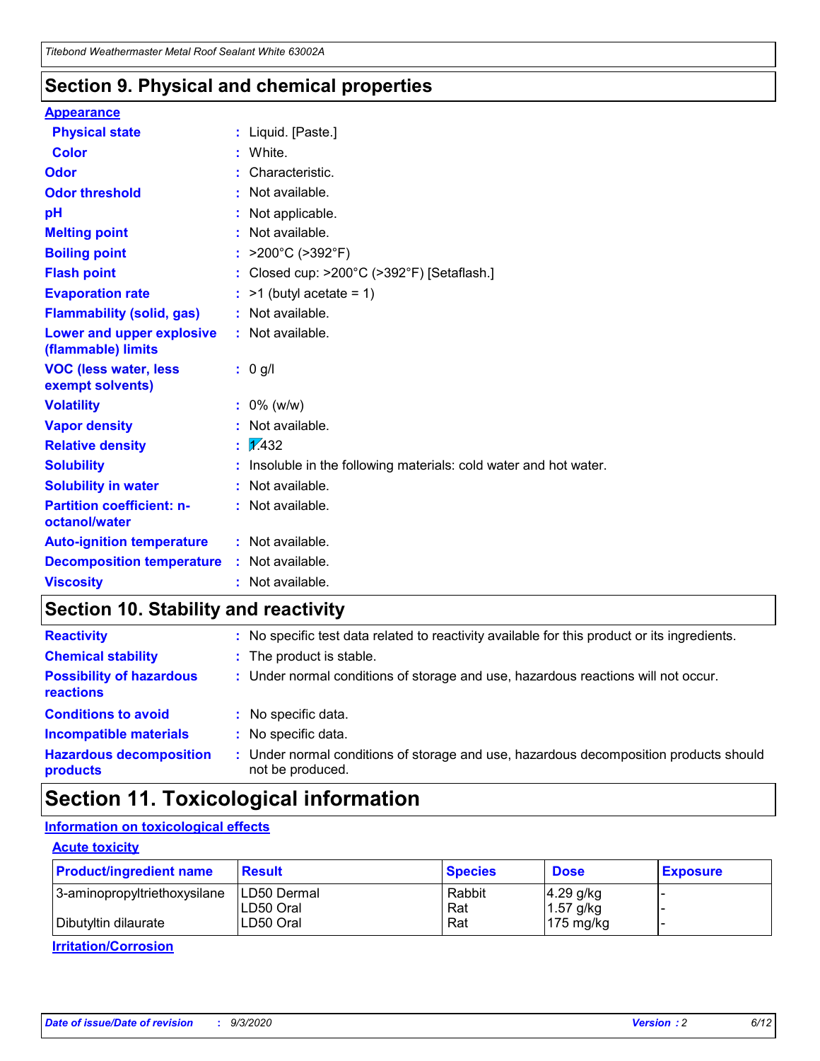## Section 9. Physical and chemical properties

**Appearance**

| | |
|---|---|
| **Physical state** | : Liquid. [Paste.] |
| **Color** | : White. |
| **Odor** | : Characteristic. |
| **Odor threshold** | : Not available. |
| **pH** | : Not applicable. |
| **Melting point** | : Not available. |
| **Boiling point** | : >200°C (>392°F) |
| **Flash point** | : Closed cup: >200°C (>392°F) [Setaflash.] |
| **Evaporation rate** | : >1 (butyl acetate = 1) |
| **Flammability (solid, gas)** | : Not available. |
| **Lower and upper explosive (flammable) limits** | : Not available. |
| **VOC (less water, less exempt solvents)** | : 0 g/l |
| **Volatility** | : 0% (w/w) |
| **Vapor density** | : Not available. |
| **Relative density** | : 1.432 |
| **Solubility** | : Insoluble in the following materials: cold water and hot water. |
| **Solubility in water** | : Not available. |
| **Partition coefficient: n-octanol/water** | : Not available. |
| **Auto-ignition temperature** | : Not available. |
| **Decomposition temperature** | : Not available. |
| **Viscosity** | : Not available. |

## Section 10. Stability and reactivity

| | |
|---|---|
| **Reactivity** | : No specific test data related to reactivity available for this product or its ingredients. |
| **Chemical stability** | : The product is stable. |
| **Possibility of hazardous reactions** | : Under normal conditions of storage and use, hazardous reactions will not occur. |
| **Conditions to avoid** | : No specific data. |
| **Incompatible materials** | : No specific data. |
| **Hazardous decomposition products** | : Under normal conditions of storage and use, hazardous decomposition products should not be produced. |

## Section 11. Toxicological information

**Information on toxicological effects**

**Acute toxicity**

| Product/ingredient name | Result | Species | Dose | Exposure |
|---|---|---|---|---|
| 3-aminopropyltriethoxysilane | LD50 Dermal | Rabbit | 4.29 g/kg | - |
| | LD50 Oral | Rat | 1.57 g/kg | - |
| Dibutyltin dilaurate | LD50 Oral | Rat | 175 mg/kg | - |

**Irritation/Corrosion**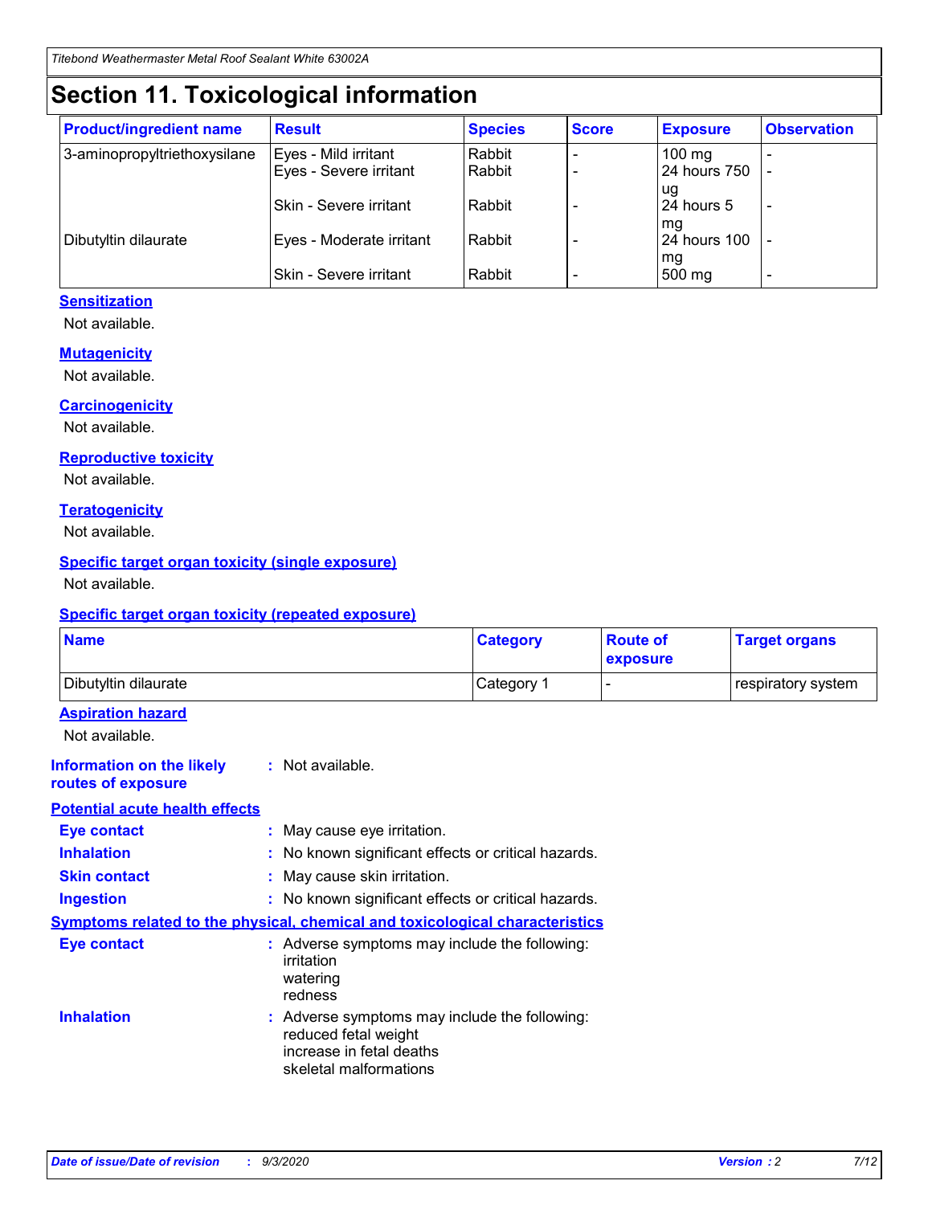# Section 11. Toxicological information

| Product/ingredient name | Result | Species | Score | Exposure | Observation |
|---|---|---|---|---|---|
| 3-aminopropyltriethoxysilane | Eyes - Mild irritant | Rabbit | - | 100 mg | - |
| | Eyes - Severe irritant | Rabbit | - | 24 hours 750 ug | - |
| | Skin - Severe irritant | Rabbit | - | 24 hours 5 mg | - |
| Dibutyltin dilaurate | Eyes - Moderate irritant | Rabbit | - | 24 hours 100 mg | - |
| | Skin - Severe irritant | Rabbit | - | 500 mg | - |

**Sensitization**

Not available.

**Mutagenicity**

Not available.

**Carcinogenicity**

Not available.

**Reproductive toxicity**

Not available.

**Teratogenicity**

Not available.

**Specific target organ toxicity (single exposure)**

Not available.

**Specific target organ toxicity (repeated exposure)**

| Name | Category | Route of exposure | Target organs |
|---|---|---|---|
| Dibutyltin dilaurate | Category 1 | - | respiratory system |

**Aspiration hazard**

Not available.

**Information on the likely routes of exposure** : Not available.

**Potential acute health effects**

**Eye contact** : May cause eye irritation.

**Inhalation** : No known significant effects or critical hazards.

**Skin contact** : May cause skin irritation.

**Ingestion** : No known significant effects or critical hazards.

**Symptoms related to the physical, chemical and toxicological characteristics**

**Eye contact** : Adverse symptoms may include the following:
irritation
watering
redness

**Inhalation** : Adverse symptoms may include the following:
reduced fetal weight
increase in fetal deaths
skeletal malformations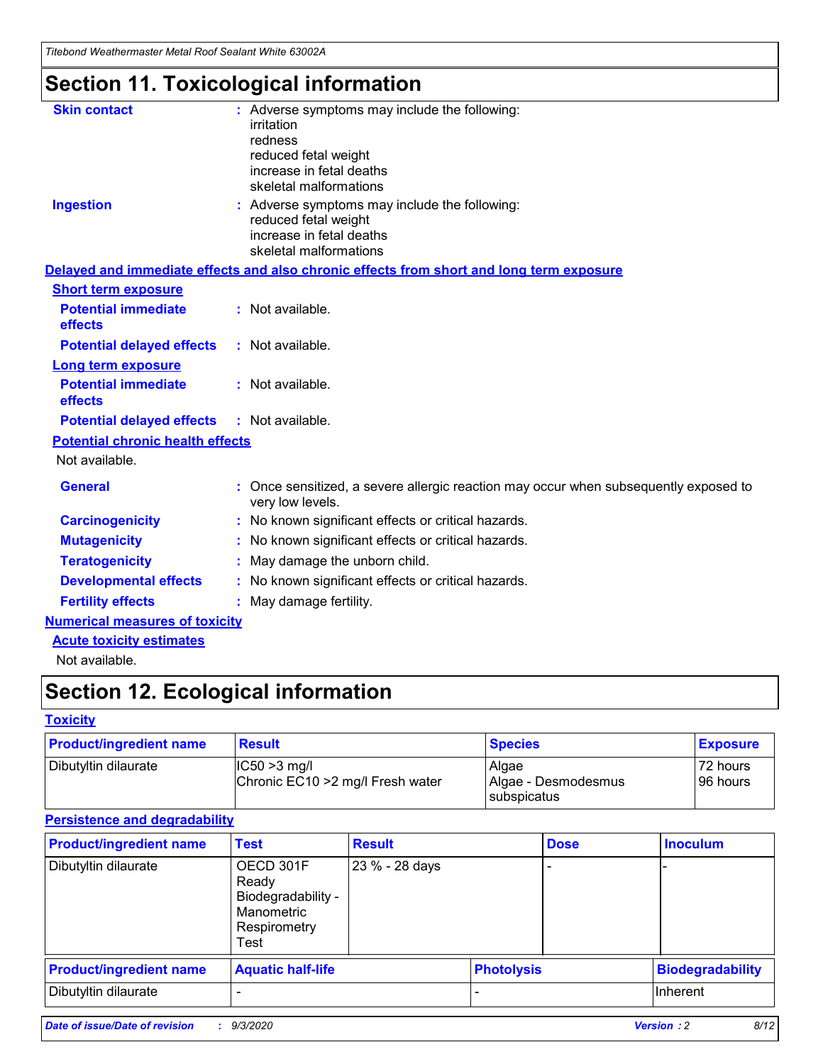# Section 11. Toxicological information

**Skin contact** : Adverse symptoms may include the following:
irritation
redness
reduced fetal weight
increase in fetal deaths
skeletal malformations

**Ingestion** : Adverse symptoms may include the following:
reduced fetal weight
increase in fetal deaths
skeletal malformations

**Delayed and immediate effects and also chronic effects from short and long term exposure**

**Short term exposure**

**Potential immediate effects** : Not available.

**Potential delayed effects** : Not available.

**Long term exposure**

**Potential immediate effects** : Not available.

**Potential delayed effects** : Not available.

**Potential chronic health effects**

Not available.

**General** : Once sensitized, a severe allergic reaction may occur when subsequently exposed to very low levels.

**Carcinogenicity** : No known significant effects or critical hazards.

**Mutagenicity** : No known significant effects or critical hazards.

**Teratogenicity** : May damage the unborn child.

**Developmental effects** : No known significant effects or critical hazards.

**Fertility effects** : May damage fertility.

**Numerical measures of toxicity**

**Acute toxicity estimates**

Not available.

# Section 12. Ecological information

**Toxicity**

| Product/ingredient name | Result | Species | Exposure |
|---|---|---|---|
| Dibutyltin dilaurate | IC50 >3 mg/l<br>Chronic EC10 >2 mg/l Fresh water | Algae<br>Algae - Desmodesmus subspicatus | 72 hours<br>96 hours |

**Persistence and degradability**

| Product/ingredient name | Test | Result | Dose | Inoculum |
|---|---|---|---|---|
| Dibutyltin dilaurate | OECD 301F Ready Biodegradability - Manometric Respirometry Test | 23 % - 28 days | - | - |

| Product/ingredient name | Aquatic half-life | Photolysis | Biodegradability |
|---|---|---|---|
| Dibutyltin dilaurate | - | - | Inherent |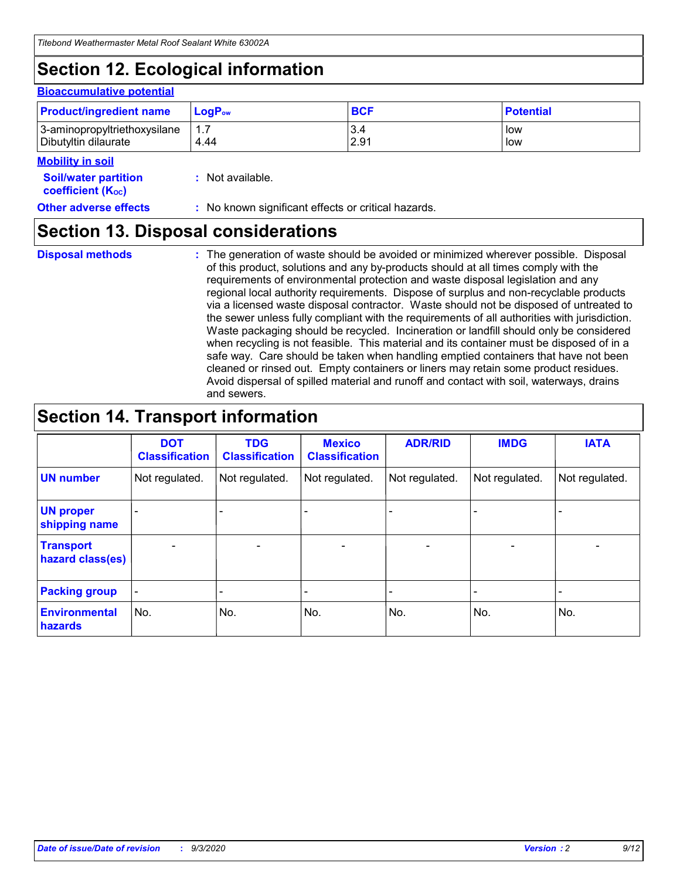## Section 12. Ecological information

### Bioaccumulative potential

| Product/ingredient name | $LogP_{ow}$ | BCF | Potential |
|---|---|---|---|
| 3-aminopropyltriethoxysilane | 1.7 | 3.4 | low |
| Dibutyltin dilaurate | 4.44 | 2.91 | low |

### Mobility in soil

**Soil/water partition coefficient ($K_{OC}$)** : Not available.

**Other adverse effects** : No known significant effects or critical hazards.

## Section 13. Disposal considerations

**Disposal methods** : The generation of waste should be avoided or minimized wherever possible. Disposal of this product, solutions and any by-products should at all times comply with the requirements of environmental protection and waste disposal legislation and any regional local authority requirements. Dispose of surplus and non-recyclable products via a licensed waste disposal contractor. Waste should not be disposed of untreated to the sewer unless fully compliant with the requirements of all authorities with jurisdiction. Waste packaging should be recycled. Incineration or landfill should only be considered when recycling is not feasible. This material and its container must be disposed of in a safe way. Care should be taken when handling emptied containers that have not been cleaned or rinsed out. Empty containers or liners may retain some product residues. Avoid dispersal of spilled material and runoff and contact with soil, waterways, drains and sewers.

## Section 14. Transport information

| | DOT Classification | TDG Classification | Mexico Classification | ADR/RID | IMDG | IATA |
|---|---|---|---|---|---|---|
| **UN number** | Not regulated. | Not regulated. | Not regulated. | Not regulated. | Not regulated. | Not regulated. |
| **UN proper shipping name** | - | - | - | - | - | - |
| **Transport hazard class(es)** | - | - | - | - | - | - |
| **Packing group** | - | - | - | - | - | - |
| **Environmental hazards** | No. | No. | No. | No. | No. | No. |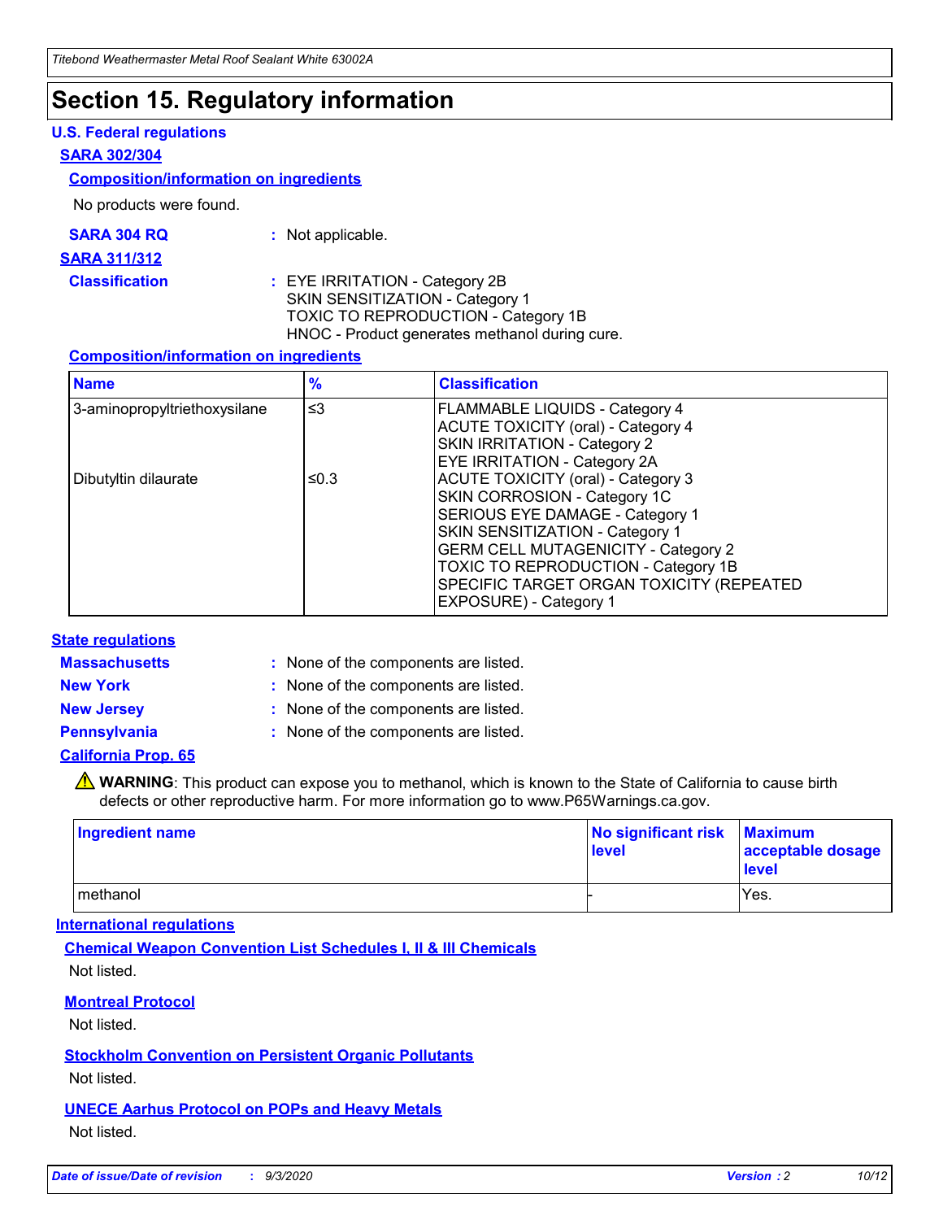# Section 15. Regulatory information

### U.S. Federal regulations

#### SARA 302/304

##### Composition/information on ingredients

No products were found.

**SARA 304 RQ** : Not applicable.

#### SARA 311/312

**Classification** : EYE IRRITATION - Category 2B
SKIN SENSITIZATION - Category 1
TOXIC TO REPRODUCTION - Category 1B
HNOC - Product generates methanol during cure.

##### Composition/information on ingredients

| Name | % | Classification |
| --- | --- | --- |
| 3-aminopropyltriethoxysilane | ≤3 | FLAMMABLE LIQUIDS - Category 4<br>ACUTE TOXICITY (oral) - Category 4<br>SKIN IRRITATION - Category 2<br>EYE IRRITATION - Category 2A |
| Dibutyltin dilaurate | ≤0.3 | ACUTE TOXICITY (oral) - Category 3<br>SKIN CORROSION - Category 1C<br>SERIOUS EYE DAMAGE - Category 1<br>SKIN SENSITIZATION - Category 1<br>GERM CELL MUTAGENICITY - Category 2<br>TOXIC TO REPRODUCTION - Category 1B<br>SPECIFIC TARGET ORGAN TOXICITY (REPEATED EXPOSURE) - Category 1 |

### State regulations

**Massachusetts** : None of the components are listed.

**New York** : None of the components are listed.

**New Jersey** : None of the components are listed.

**Pennsylvania** : None of the components are listed.

#### California Prop. 65

⚠ **WARNING**: This product can expose you to methanol, which is known to the State of California to cause birth defects or other reproductive harm. For more information go to www.P65Warnings.ca.gov.

| Ingredient name | No significant risk level | Maximum acceptable dosage level |
| --- | --- | --- |
| methanol | - | Yes. |

### International regulations

#### Chemical Weapon Convention List Schedules I, II & III Chemicals

Not listed.

#### Montreal Protocol

Not listed.

#### Stockholm Convention on Persistent Organic Pollutants

Not listed.

#### UNECE Aarhus Protocol on POPs and Heavy Metals

Not listed.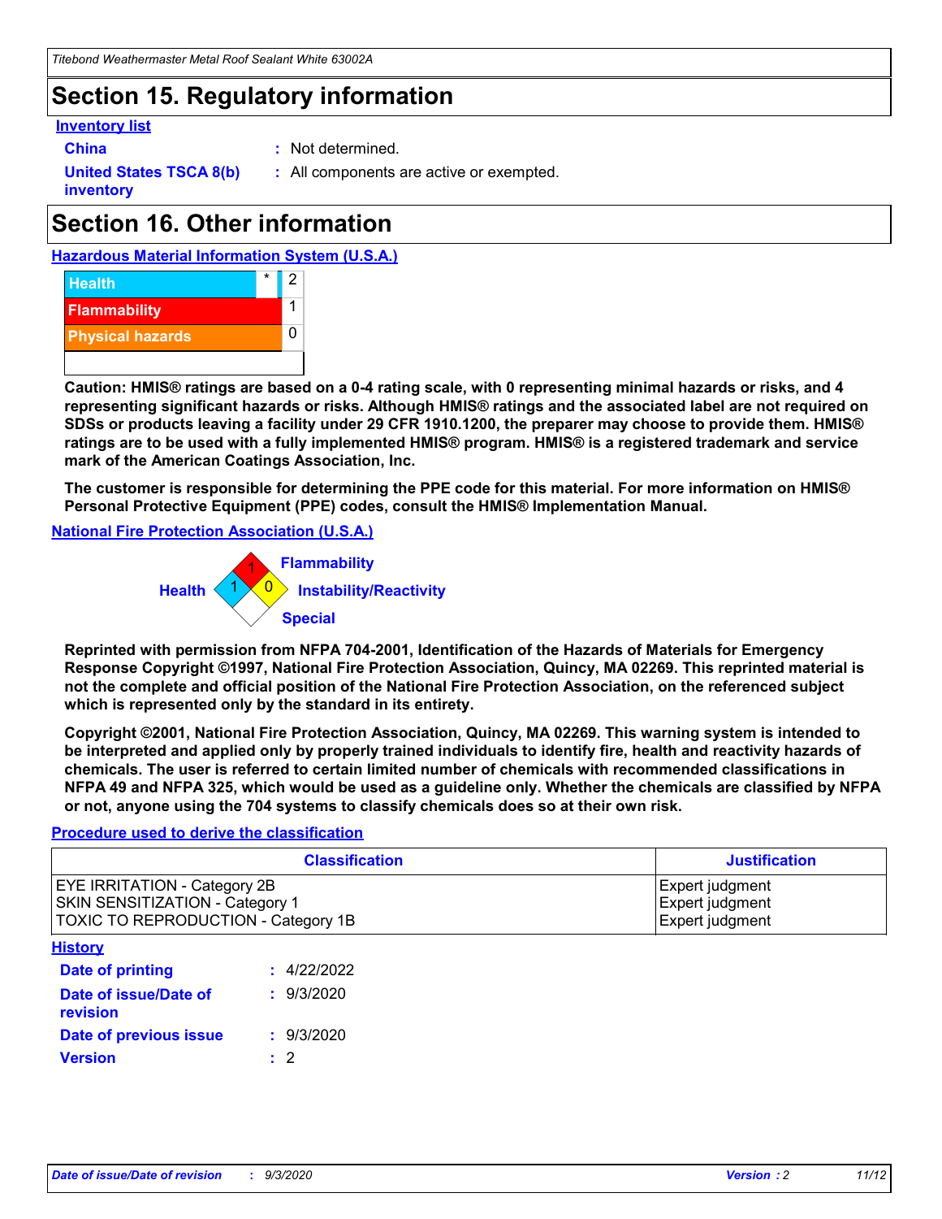# Section 15. Regulatory information

**Inventory list**

**China** : Not determined.

**United States TSCA 8(b) inventory** : All components are active or exempted.

# Section 16. Other information

**Hazardous Material Information System (U.S.A.)**

| | | |
|---|---|---|
| Health | * | 2 |
| Flammability | | 1 |
| Physical hazards | | 0 |

**Caution: HMIS® ratings are based on a 0-4 rating scale, with 0 representing minimal hazards or risks, and 4 representing significant hazards or risks. Although HMIS® ratings and the associated label are not required on SDSs or products leaving a facility under 29 CFR 1910.1200, the preparer may choose to provide them. HMIS® ratings are to be used with a fully implemented HMIS® program. HMIS® is a registered trademark and service mark of the American Coatings Association, Inc.**

**The customer is responsible for determining the PPE code for this material. For more information on HMIS® Personal Protective Equipment (PPE) codes, consult the HMIS® Implementation Manual.**

**National Fire Protection Association (U.S.A.)**

Flammability: 1
Health: 1
Instability/Reactivity: 0
Special:

**Reprinted with permission from NFPA 704-2001, Identification of the Hazards of Materials for Emergency Response Copyright ©1997, National Fire Protection Association, Quincy, MA 02269. This reprinted material is not the complete and official position of the National Fire Protection Association, on the referenced subject which is represented only by the standard in its entirety.**

**Copyright ©2001, National Fire Protection Association, Quincy, MA 02269. This warning system is intended to be interpreted and applied only by properly trained individuals to identify fire, health and reactivity hazards of chemicals. The user is referred to certain limited number of chemicals with recommended classifications in NFPA 49 and NFPA 325, which would be used as a guideline only. Whether the chemicals are classified by NFPA or not, anyone using the 704 systems to classify chemicals does so at their own risk.**

**Procedure used to derive the classification**

| Classification | Justification |
|---|---|
| EYE IRRITATION - Category 2B | Expert judgment |
| SKIN SENSITIZATION - Category 1 | Expert judgment |
| TOXIC TO REPRODUCTION - Category 1B | Expert judgment |

**History**

**Date of printing** : 4/22/2022

**Date of issue/Date of revision** : 9/3/2020

**Date of previous issue** : 9/3/2020

**Version** : 2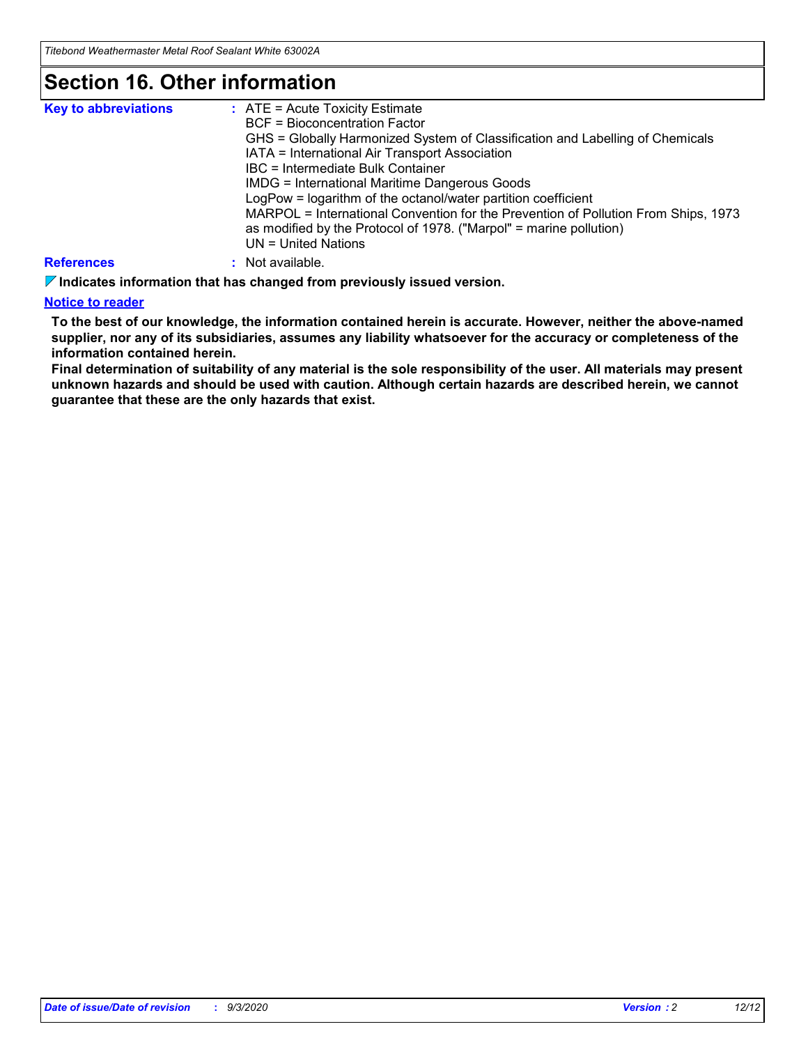# Section 16. Other information

**Key to abbreviations** : ATE = Acute Toxicity Estimate
BCF = Bioconcentration Factor
GHS = Globally Harmonized System of Classification and Labelling of Chemicals
IATA = International Air Transport Association
IBC = Intermediate Bulk Container
IMDG = International Maritime Dangerous Goods
LogPow = logarithm of the octanol/water partition coefficient
MARPOL = International Convention for the Prevention of Pollution From Ships, 1973 as modified by the Protocol of 1978. ("Marpol" = marine pollution)
UN = United Nations

**References** : Not available.

**Indicates information that has changed from previously issued version.**

**Notice to reader**

**To the best of our knowledge, the information contained herein is accurate. However, neither the above-named supplier, nor any of its subsidiaries, assumes any liability whatsoever for the accuracy or completeness of the information contained herein.**

**Final determination of suitability of any material is the sole responsibility of the user. All materials may present unknown hazards and should be used with caution. Although certain hazards are described herein, we cannot guarantee that these are the only hazards that exist.**